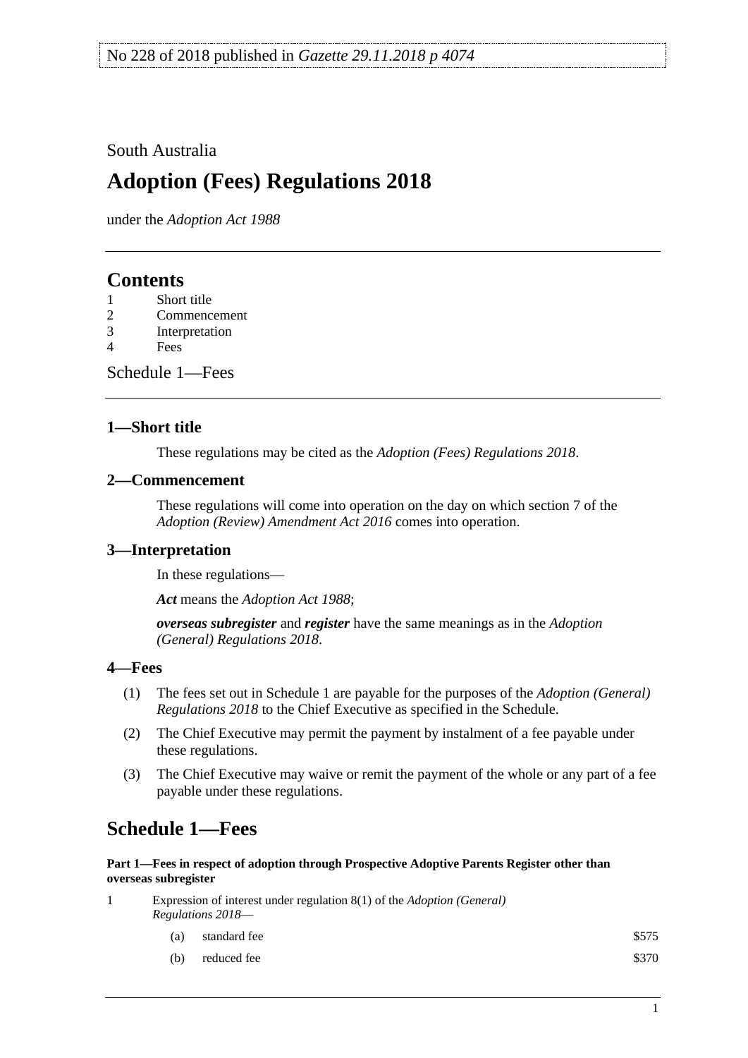No 228 of 2018 published in *Gazette 29.11.2018 p 4074*

South Australia

# Adoption (Fees) Regulations 2018

under the *Adoption Act 1988*

## Contents

1 Short title
2 Commencement
3 Interpretation
4 Fees

Schedule 1—Fees

### 1—Short title

These regulations may be cited as the *Adoption (Fees) Regulations 2018*.

### 2—Commencement

These regulations will come into operation on the day on which section 7 of the *Adoption (Review) Amendment Act 2016* comes into operation.

### 3—Interpretation

In these regulations—

***Act*** means the *Adoption Act 1988*;

***overseas subregister*** and ***register*** have the same meanings as in the *Adoption (General) Regulations 2018*.

### 4—Fees

(1) The fees set out in Schedule 1 are payable for the purposes of the *Adoption (General) Regulations 2018* to the Chief Executive as specified in the Schedule.

(2) The Chief Executive may permit the payment by instalment of a fee payable under these regulations.

(3) The Chief Executive may waive or remit the payment of the whole or any part of a fee payable under these regulations.

## Schedule 1—Fees

**Part 1—Fees in respect of adoption through Prospective Adoptive Parents Register other than overseas subregister**

1 Expression of interest under regulation 8(1) of the *Adoption (General) Regulations 2018*—

(a) standard fee $575

(b) reduced fee $370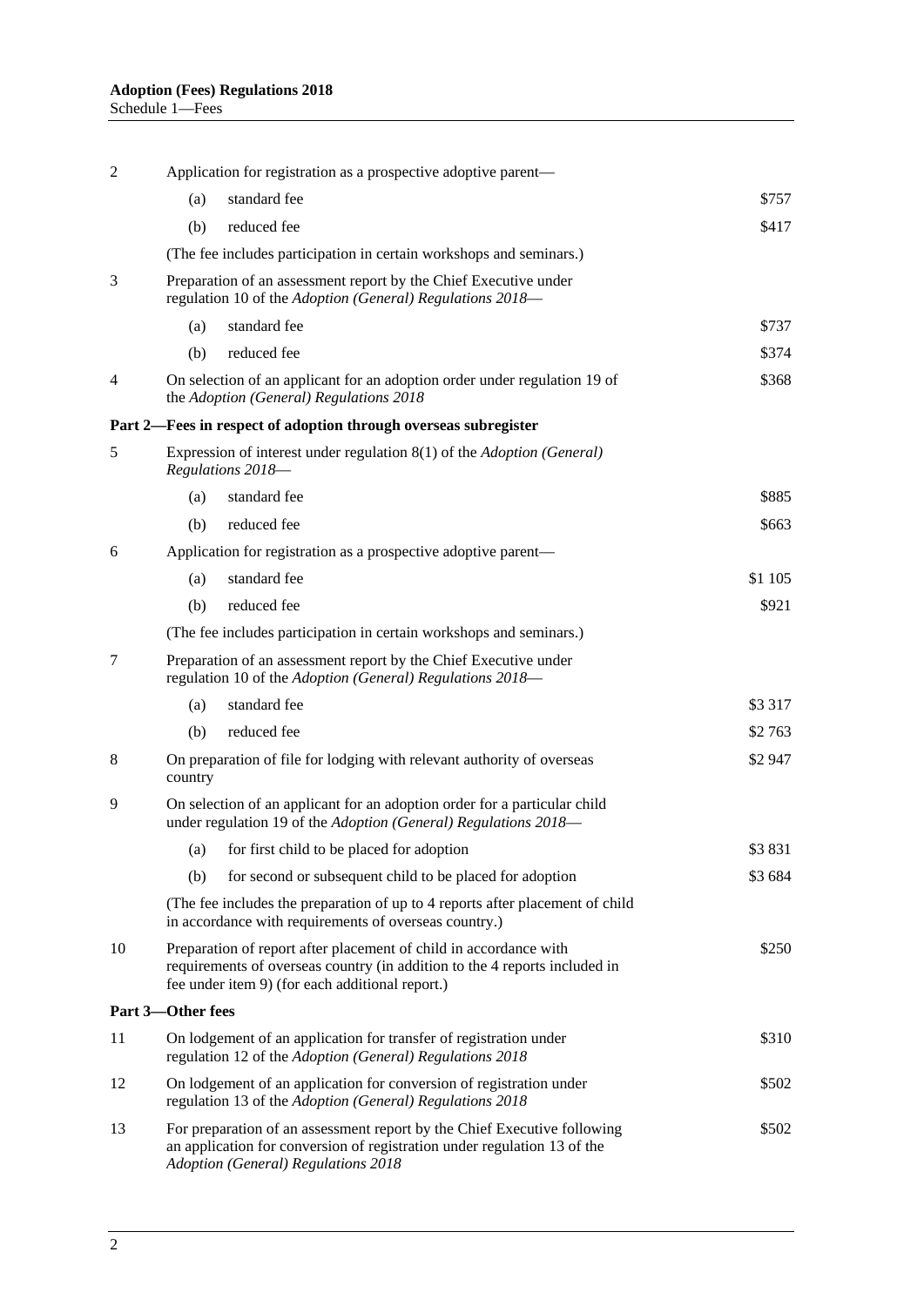| | | | |
|---|---|---|---|
| 2 | Application for registration as a prospective adoptive parent— | | |
| | (a) | standard fee | $757 |
| | (b) | reduced fee | $417 |
| | (The fee includes participation in certain workshops and seminars.) | | |
| 3 | Preparation of an assessment report by the Chief Executive under regulation 10 of the *Adoption (General) Regulations 2018*— | | |
| | (a) | standard fee | $737 |
| | (b) | reduced fee | $374 |
| 4 | On selection of an applicant for an adoption order under regulation 19 of the *Adoption (General) Regulations 2018* | | $368 |

**Part 2—Fees in respect of adoption through overseas subregister**

| | | | |
|---|---|---|---|
| 5 | Expression of interest under regulation 8(1) of the *Adoption (General) Regulations 2018*— | | |
| | (a) | standard fee | $885 |
| | (b) | reduced fee | $663 |
| 6 | Application for registration as a prospective adoptive parent— | | |
| | (a) | standard fee | $1 105 |
| | (b) | reduced fee | $921 |
| | (The fee includes participation in certain workshops and seminars.) | | |
| 7 | Preparation of an assessment report by the Chief Executive under regulation 10 of the *Adoption (General) Regulations 2018*— | | |
| | (a) | standard fee | $3 317 |
| | (b) | reduced fee | $2 763 |
| 8 | On preparation of file for lodging with relevant authority of overseas country | | $2 947 |
| 9 | On selection of an applicant for an adoption order for a particular child under regulation 19 of the *Adoption (General) Regulations 2018*— | | |
| | (a) | for first child to be placed for adoption | $3 831 |
| | (b) | for second or subsequent child to be placed for adoption | $3 684 |
| | (The fee includes the preparation of up to 4 reports after placement of child in accordance with requirements of overseas country.) | | |
| 10 | Preparation of report after placement of child in accordance with requirements of overseas country (in addition to the 4 reports included in fee under item 9) (for each additional report.) | | $250 |

**Part 3—Other fees**

| | | |
|---|---|---|
| 11 | On lodgement of an application for transfer of registration under regulation 12 of the *Adoption (General) Regulations 2018* | $310 |
| 12 | On lodgement of an application for conversion of registration under regulation 13 of the *Adoption (General) Regulations 2018* | $502 |
| 13 | For preparation of an assessment report by the Chief Executive following an application for conversion of registration under regulation 13 of the *Adoption (General) Regulations 2018* | $502 |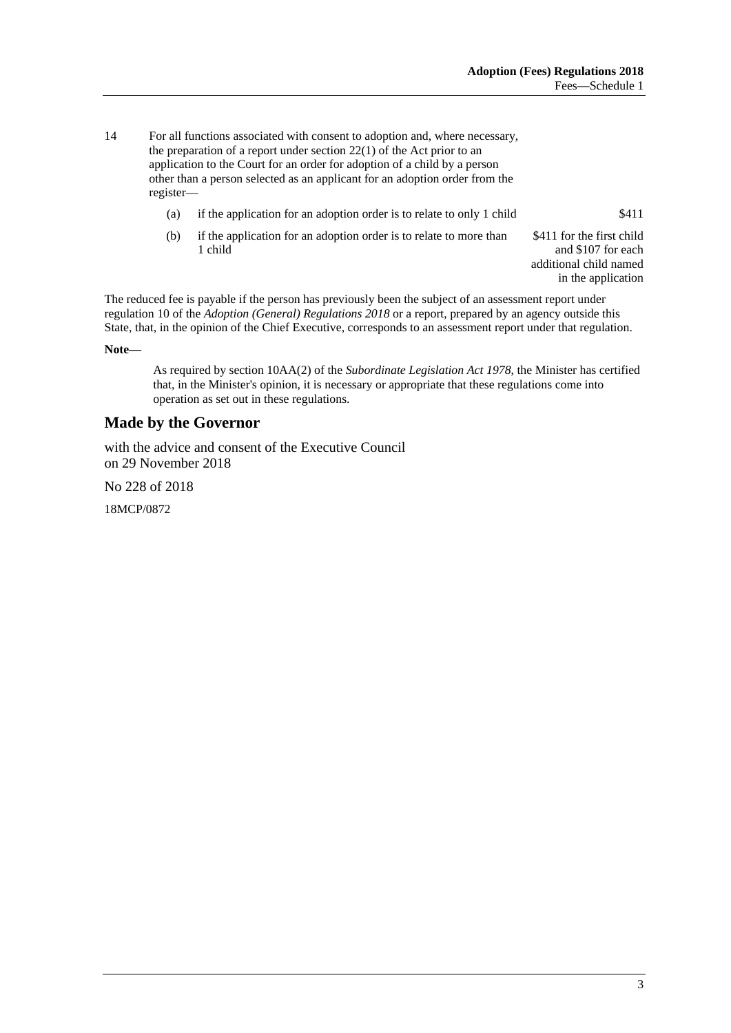| | | |
|---|---|---|
| 14 | For all functions associated with consent to adoption and, where necessary, the preparation of a report under section 22(1) of the Act prior to an application to the Court for an order for adoption of a child by a person other than a person selected as an applicant for an adoption order from the register— | |
| | (a) if the application for an adoption order is to relate to only 1 child | $411 |
| | (b) if the application for an adoption order is to relate to more than 1 child | $411 for the first child and $107 for each additional child named in the application |

The reduced fee is payable if the person has previously been the subject of an assessment report under regulation 10 of the *Adoption (General) Regulations 2018* or a report, prepared by an agency outside this State, that, in the opinion of the Chief Executive, corresponds to an assessment report under that regulation.

**Note—**

As required by section 10AA(2) of the *Subordinate Legislation Act 1978*, the Minister has certified that, in the Minister's opinion, it is necessary or appropriate that these regulations come into operation as set out in these regulations.

## Made by the Governor

with the advice and consent of the Executive Council on 29 November 2018

No 228 of 2018

18MCP/0872